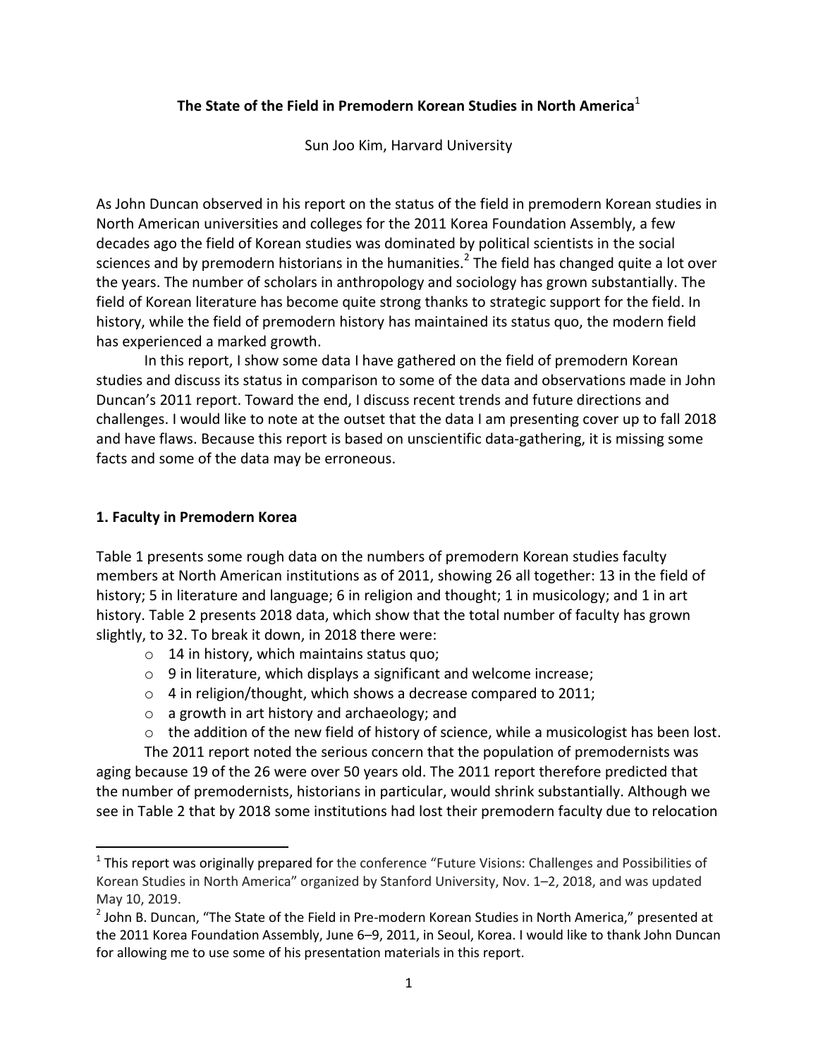# The State of the Field in Premodern Korean Studies in North America[1]

Sun Joo Kim, Harvard University

As John Duncan observed in his report on the status of the field in premodern Korean studies in North American universities and colleges for the 2011 Korea Foundation Assembly, a few decades ago the field of Korean studies was dominated by political scientists in the social sciences and by premodern historians in the humanities.[2] The field has changed quite a lot over the years. The number of scholars in anthropology and sociology has grown substantially. The field of Korean literature has become quite strong thanks to strategic support for the field. In history, while the field of premodern history has maintained its status quo, the modern field has experienced a marked growth.

In this report, I show some data I have gathered on the field of premodern Korean studies and discuss its status in comparison to some of the data and observations made in John Duncan's 2011 report. Toward the end, I discuss recent trends and future directions and challenges. I would like to note at the outset that the data I am presenting cover up to fall 2018 and have flaws. Because this report is based on unscientific data-gathering, it is missing some facts and some of the data may be erroneous.

## 1. Faculty in Premodern Korea

Table 1 presents some rough data on the numbers of premodern Korean studies faculty members at North American institutions as of 2011, showing 26 all together: 13 in the field of history; 5 in literature and language; 6 in religion and thought; 1 in musicology; and 1 in art history. Table 2 presents 2018 data, which show that the total number of faculty has grown slightly, to 32. To break it down, in 2018 there were:

- 14 in history, which maintains status quo;
- 9 in literature, which displays a significant and welcome increase;
- 4 in religion/thought, which shows a decrease compared to 2011;
- a growth in art history and archaeology; and
- the addition of the new field of history of science, while a musicologist has been lost.

The 2011 report noted the serious concern that the population of premodernists was aging because 19 of the 26 were over 50 years old. The 2011 report therefore predicted that the number of premodernists, historians in particular, would shrink substantially. Although we see in Table 2 that by 2018 some institutions had lost their premodern faculty due to relocation

---

[1] This report was originally prepared for the conference "Future Visions: Challenges and Possibilities of Korean Studies in North America" organized by Stanford University, Nov. 1–2, 2018, and was updated May 10, 2019.

[2] John B. Duncan, "The State of the Field in Pre-modern Korean Studies in North America," presented at the 2011 Korea Foundation Assembly, June 6–9, 2011, in Seoul, Korea. I would like to thank John Duncan for allowing me to use some of his presentation materials in this report.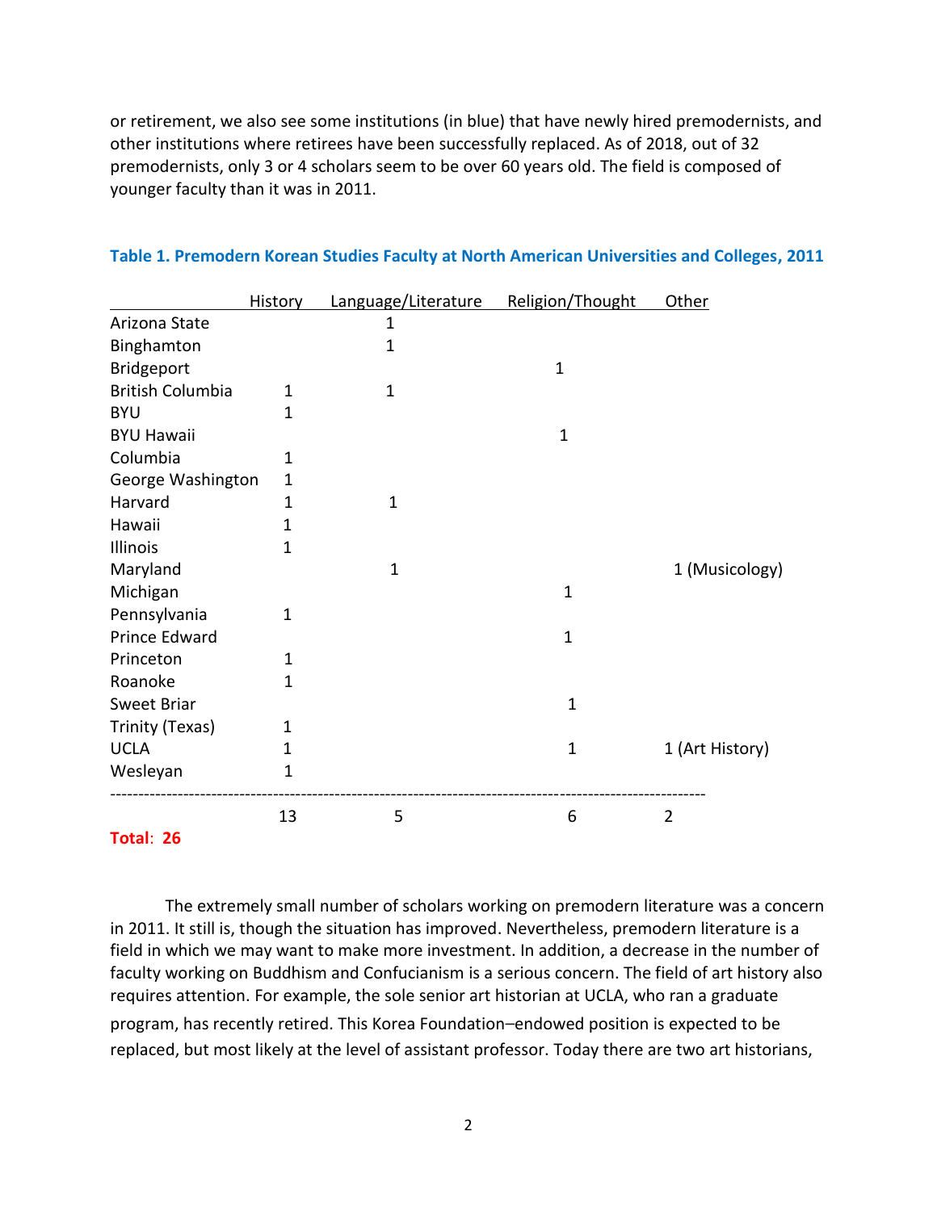or retirement, we also see some institutions (in blue) that have newly hired premodernists, and other institutions where retirees have been successfully replaced. As of 2018, out of 32 premodernists, only 3 or 4 scholars seem to be over 60 years old. The field is composed of younger faculty than it was in 2011.

**Table 1. Premodern Korean Studies Faculty at North American Universities and Colleges, 2011**

| | History | Language/Literature | Religion/Thought | Other |
|---|---|---|---|---|
| Arizona State | | 1 | | |
| Binghamton | | 1 | | |
| Bridgeport | | | 1 | |
| British Columbia | 1 | 1 | | |
| BYU | 1 | | | |
| BYU Hawaii | | | 1 | |
| Columbia | 1 | | | |
| George Washington | 1 | | | |
| Harvard | 1 | 1 | | |
| Hawaii | 1 | | | |
| Illinois | 1 | | | |
| Maryland | | 1 | | 1 (Musicology) |
| Michigan | | | 1 | |
| Pennsylvania | 1 | | | |
| Prince Edward | | | 1 | |
| Princeton | 1 | | | |
| Roanoke | 1 | | | |
| Sweet Briar | | | 1 | |
| Trinity (Texas) | 1 | | | |
| UCLA | 1 | | 1 | 1 (Art History) |
| Wesleyan | 1 | | | |
| | 13 | 5 | 6 | 2 |

**Total: 26**

The extremely small number of scholars working on premodern literature was a concern in 2011. It still is, though the situation has improved. Nevertheless, premodern literature is a field in which we may want to make more investment. In addition, a decrease in the number of faculty working on Buddhism and Confucianism is a serious concern. The field of art history also requires attention. For example, the sole senior art historian at UCLA, who ran a graduate program, has recently retired. This Korea Foundation–endowed position is expected to be replaced, but most likely at the level of assistant professor. Today there are two art historians,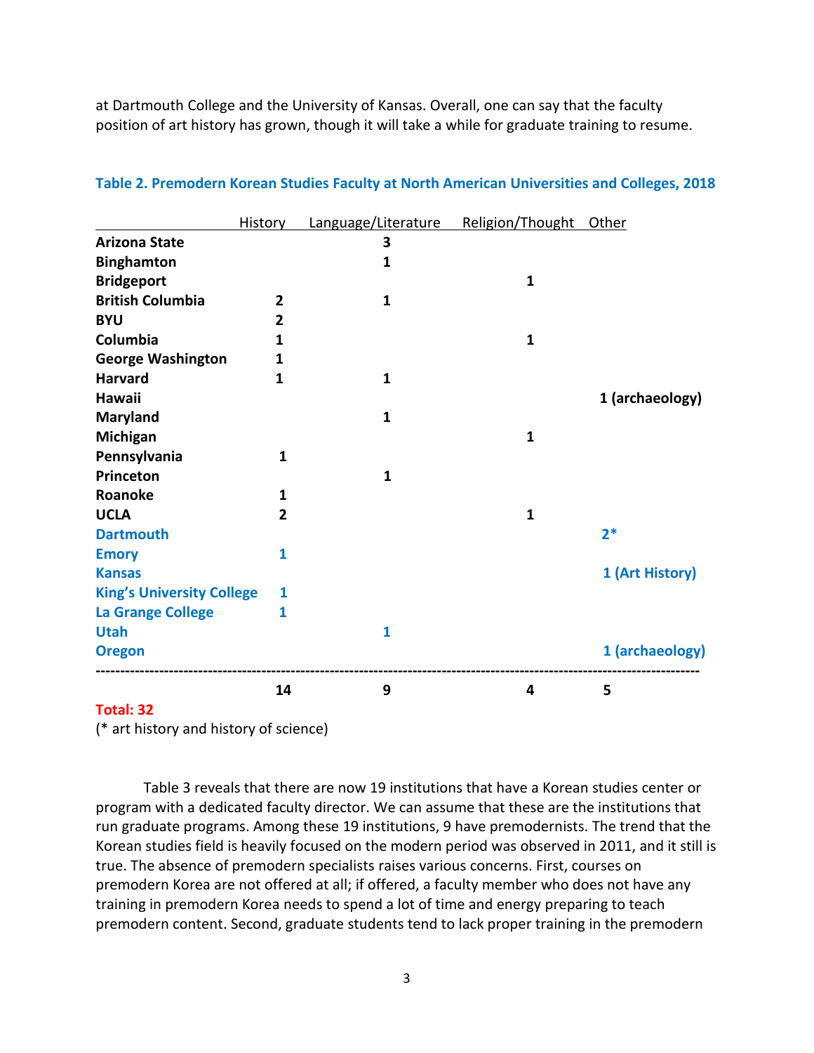at Dartmouth College and the University of Kansas. Overall, one can say that the faculty position of art history has grown, though it will take a while for graduate training to resume.

**Table 2. Premodern Korean Studies Faculty at North American Universities and Colleges, 2018**

| | History | Language/Literature | Religion/Thought | Other |
|---|---|---|---|---|
| **Arizona State** | | **3** | | |
| **Binghamton** | | **1** | | |
| **Bridgeport** | | | **1** | |
| **British Columbia** | **2** | **1** | | |
| **BYU** | **2** | | | |
| **Columbia** | **1** | | **1** | |
| **George Washington** | **1** | | | |
| **Harvard** | **1** | **1** | | |
| **Hawaii** | | | | **1 (archaeology)** |
| **Maryland** | | **1** | | |
| **Michigan** | | | **1** | |
| **Pennsylvania** | **1** | | | |
| **Princeton** | | **1** | | |
| **Roanoke** | **1** | | | |
| **UCLA** | **2** | | **1** | |
| **Dartmouth** | | | | **2*** |
| **Emory** | **1** | | | |
| **Kansas** | | | | **1 (Art History)** |
| **King's University College** | **1** | | | |
| **La Grange College** | **1** | | | |
| **Utah** | | **1** | | |
| **Oregon** | | | | **1 (archaeology)** |
| | **14** | **9** | **4** | **5** |

**Total: 32**

(* art history and history of science)

Table 3 reveals that there are now 19 institutions that have a Korean studies center or program with a dedicated faculty director. We can assume that these are the institutions that run graduate programs. Among these 19 institutions, 9 have premodernists. The trend that the Korean studies field is heavily focused on the modern period was observed in 2011, and it still is true. The absence of premodern specialists raises various concerns. First, courses on premodern Korea are not offered at all; if offered, a faculty member who does not have any training in premodern Korea needs to spend a lot of time and energy preparing to teach premodern content. Second, graduate students tend to lack proper training in the premodern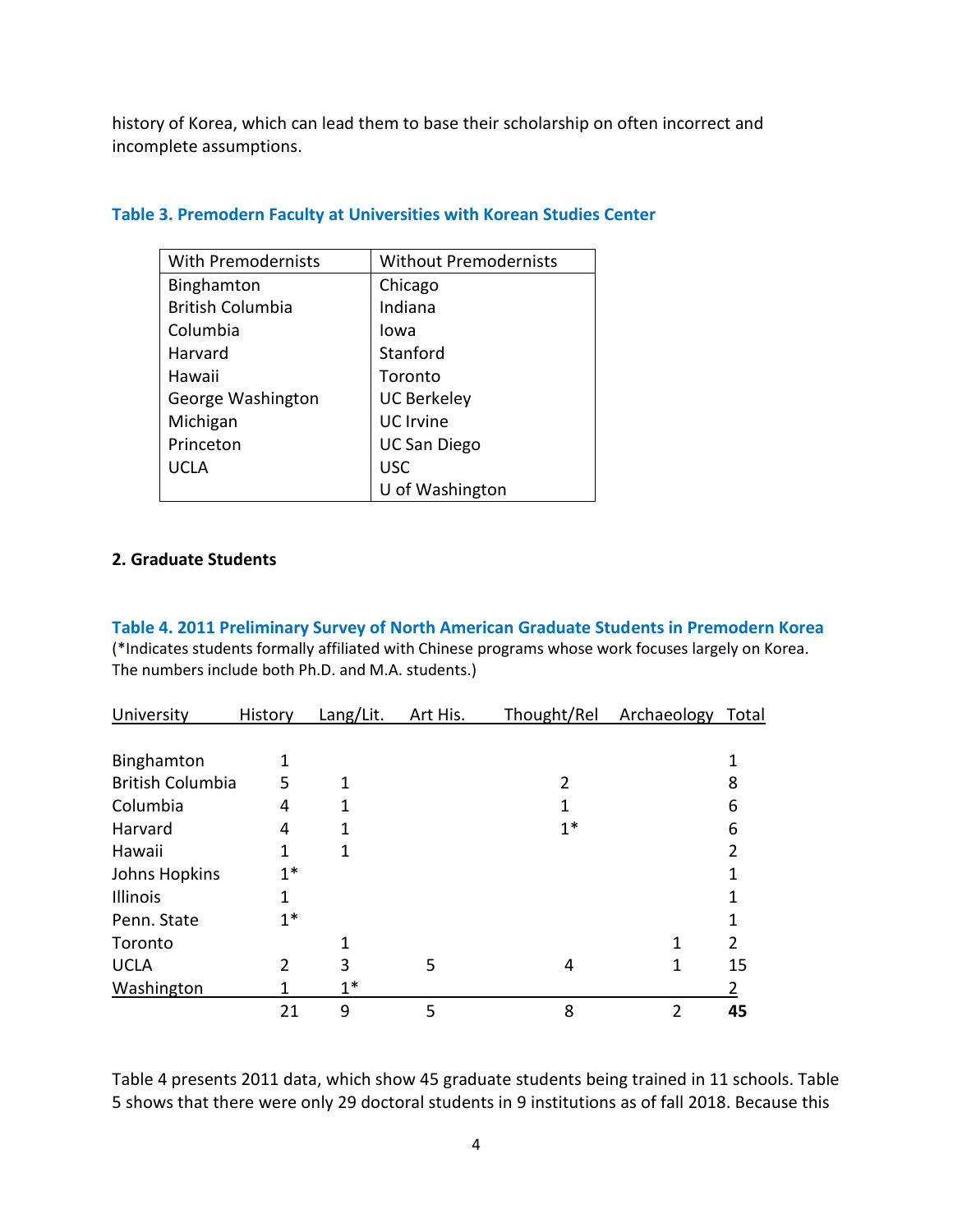history of Korea, which can lead them to base their scholarship on often incorrect and incomplete assumptions.

**Table 3. Premodern Faculty at Universities with Korean Studies Center**

| With Premodernists | Without Premodernists |
| --- | --- |
| Binghamton | Chicago |
| British Columbia | Indiana |
| Columbia | Iowa |
| Harvard | Stanford |
| Hawaii | Toronto |
| George Washington | UC Berkeley |
| Michigan | UC Irvine |
| Princeton | UC San Diego |
| UCLA | USC |
| | U of Washington |

## 2. Graduate Students

**Table 4. 2011 Preliminary Survey of North American Graduate Students in Premodern Korea**

(*Indicates students formally affiliated with Chinese programs whose work focuses largely on Korea. The numbers include both Ph.D. and M.A. students.)

| University | History | Lang/Lit. | Art His. | Thought/Rel | Archaeology | Total |
| --- | --- | --- | --- | --- | --- | --- |
| Binghamton | 1 | | | | | 1 |
| British Columbia | 5 | 1 | | 2 | | 8 |
| Columbia | 4 | 1 | | 1 | | 6 |
| Harvard | 4 | 1 | | 1* | | 6 |
| Hawaii | 1 | 1 | | | | 2 |
| Johns Hopkins | 1* | | | | | 1 |
| Illinois | 1 | | | | | 1 |
| Penn. State | 1* | | | | | 1 |
| Toronto | | 1 | | | 1 | 2 |
| UCLA | 2 | 3 | 5 | 4 | 1 | 15 |
| Washington | 1 | 1* | | | | 2 |
| | 21 | 9 | 5 | 8 | 2 | **45** |

Table 4 presents 2011 data, which show 45 graduate students being trained in 11 schools. Table 5 shows that there were only 29 doctoral students in 9 institutions as of fall 2018. Because this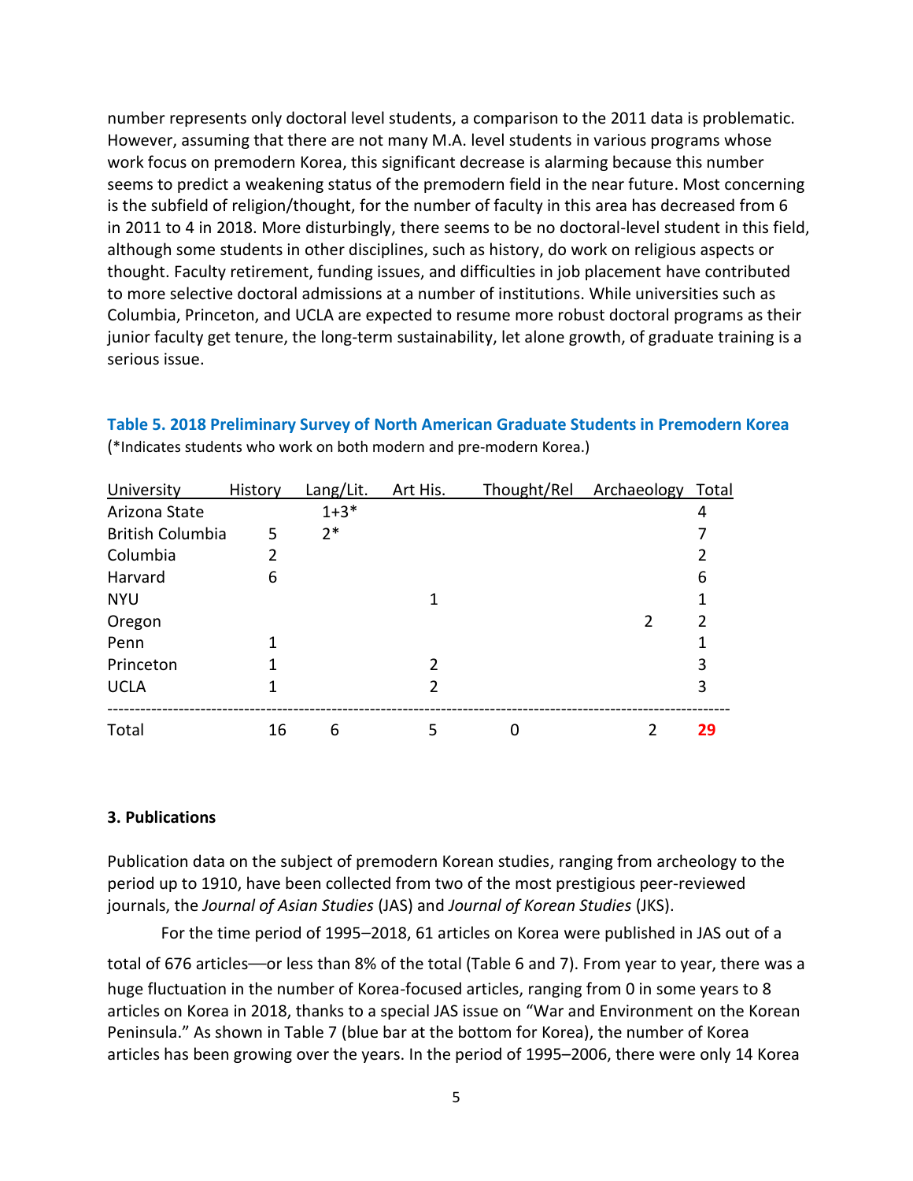number represents only doctoral level students, a comparison to the 2011 data is problematic. However, assuming that there are not many M.A. level students in various programs whose work focus on premodern Korea, this significant decrease is alarming because this number seems to predict a weakening status of the premodern field in the near future. Most concerning is the subfield of religion/thought, for the number of faculty in this area has decreased from 6 in 2011 to 4 in 2018. More disturbingly, there seems to be no doctoral-level student in this field, although some students in other disciplines, such as history, do work on religious aspects or thought. Faculty retirement, funding issues, and difficulties in job placement have contributed to more selective doctoral admissions at a number of institutions. While universities such as Columbia, Princeton, and UCLA are expected to resume more robust doctoral programs as their junior faculty get tenure, the long-term sustainability, let alone growth, of graduate training is a serious issue.

**Table 5. 2018 Preliminary Survey of North American Graduate Students in Premodern Korea**
(*Indicates students who work on both modern and pre-modern Korea.)

| University | History | Lang/Lit. | Art His. | Thought/Rel | Archaeology | Total |
|---|---|---|---|---|---|---|
| Arizona State | | 1+3* | | | | 4 |
| British Columbia | 5 | 2* | | | | 7 |
| Columbia | 2 | | | | | 2 |
| Harvard | 6 | | | | | 6 |
| NYU | | | 1 | | | 1 |
| Oregon | | | | | 2 | 2 |
| Penn | 1 | | | | | 1 |
| Princeton | 1 | | 2 | | | 3 |
| UCLA | 1 | | 2 | | | 3 |
| Total | 16 | 6 | 5 | 0 | 2 | 29 |

### 3. Publications

Publication data on the subject of premodern Korean studies, ranging from archeology to the period up to 1910, have been collected from two of the most prestigious peer-reviewed journals, the *Journal of Asian Studies* (JAS) and *Journal of Korean Studies* (JKS).

For the time period of 1995–2018, 61 articles on Korea were published in JAS out of a total of 676 articles—or less than 8% of the total (Table 6 and 7). From year to year, there was a huge fluctuation in the number of Korea-focused articles, ranging from 0 in some years to 8 articles on Korea in 2018, thanks to a special JAS issue on "War and Environment on the Korean Peninsula." As shown in Table 7 (blue bar at the bottom for Korea), the number of Korea articles has been growing over the years. In the period of 1995–2006, there were only 14 Korea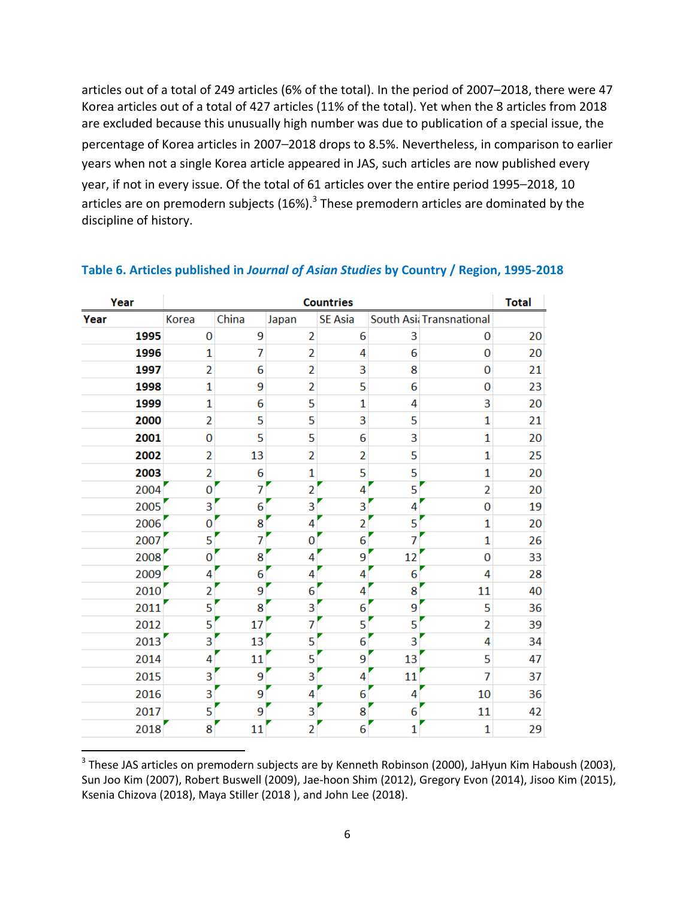articles out of a total of 249 articles (6% of the total). In the period of 2007–2018, there were 47 Korea articles out of a total of 427 articles (11% of the total). Yet when the 8 articles from 2018 are excluded because this unusually high number was due to publication of a special issue, the percentage of Korea articles in 2007–2018 drops to 8.5%. Nevertheless, in comparison to earlier years when not a single Korea article appeared in JAS, such articles are now published every year, if not in every issue. Of the total of 61 articles over the entire period 1995–2018, 10 articles are on premodern subjects (16%).[3] These premodern articles are dominated by the discipline of history.

**Table 6. Articles published in *Journal of Asian Studies* by Country / Region, 1995-2018**

| Year | Countries | | | | | | Total |
|---|---|---|---|---|---|---|---|
| Year | Korea | China | Japan | SE Asia | South Asia | Transnational | |
| **1995** | 0 | 9 | 2 | 6 | 3 | 0 | 20 |
| **1996** | 1 | 7 | 2 | 4 | 6 | 0 | 20 |
| **1997** | 2 | 6 | 2 | 3 | 8 | 0 | 21 |
| **1998** | 1 | 9 | 2 | 5 | 6 | 0 | 23 |
| **1999** | 1 | 6 | 5 | 1 | 4 | 3 | 20 |
| **2000** | 2 | 5 | 5 | 3 | 5 | 1 | 21 |
| **2001** | 0 | 5 | 5 | 6 | 3 | 1 | 20 |
| **2002** | 2 | 13 | 2 | 2 | 5 | 1 | 25 |
| **2003** | 2 | 6 | 1 | 5 | 5 | 1 | 20 |
| 2004 | 0 | 7 | 2 | 4 | 5 | 2 | 20 |
| 2005 | 3 | 6 | 3 | 3 | 4 | 0 | 19 |
| 2006 | 0 | 8 | 4 | 2 | 5 | 1 | 20 |
| 2007 | 5 | 7 | 0 | 6 | 7 | 1 | 26 |
| 2008 | 0 | 8 | 4 | 9 | 12 | 0 | 33 |
| 2009 | 4 | 6 | 4 | 4 | 6 | 4 | 28 |
| 2010 | 2 | 9 | 6 | 4 | 8 | 11 | 40 |
| 2011 | 5 | 8 | 3 | 6 | 9 | 5 | 36 |
| 2012 | 5 | 17 | 7 | 5 | 5 | 2 | 39 |
| 2013 | 3 | 13 | 5 | 6 | 3 | 4 | 34 |
| 2014 | 4 | 11 | 5 | 9 | 13 | 5 | 47 |
| 2015 | 3 | 9 | 3 | 4 | 11 | 7 | 37 |
| 2016 | 3 | 9 | 4 | 6 | 4 | 10 | 36 |
| 2017 | 5 | 9 | 3 | 8 | 6 | 11 | 42 |
| 2018 | 8 | 11 | 2 | 6 | 1 | 1 | 29 |

[3] These JAS articles on premodern subjects are by Kenneth Robinson (2000), JaHyun Kim Haboush (2003), Sun Joo Kim (2007), Robert Buswell (2009), Jae-hoon Shim (2012), Gregory Evon (2014), Jisoo Kim (2015), Ksenia Chizova (2018), Maya Stiller (2018 ), and John Lee (2018).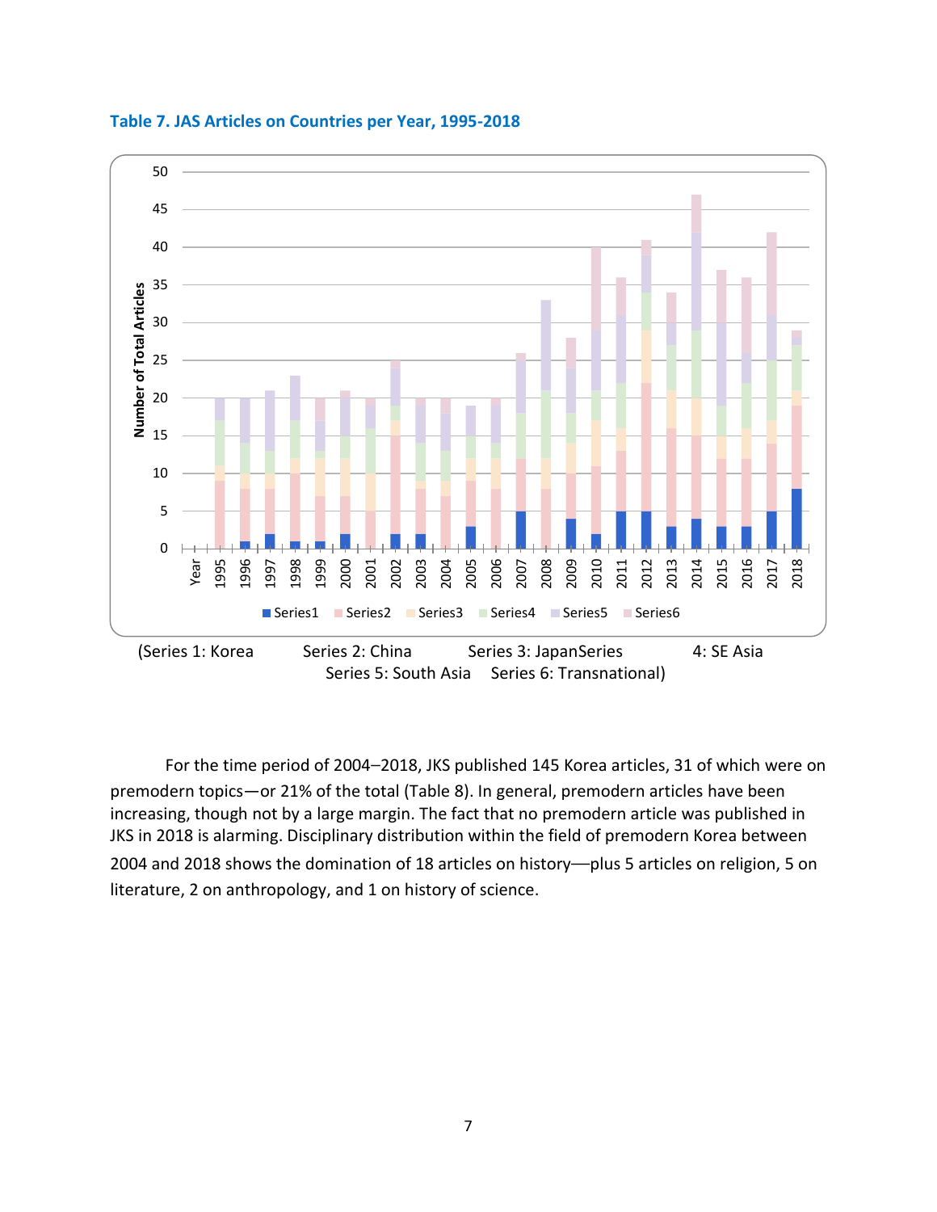**Table 7. JAS Articles on Countries per Year, 1995-2018**

(Series 1: Korea Series 2: China Series 3: JapanSeries 4: SE Asia Series 5: South Asia Series 6: Transnational)

For the time period of 2004–2018, JKS published 145 Korea articles, 31 of which were on premodern topics—or 21% of the total (Table 8). In general, premodern articles have been increasing, though not by a large margin. The fact that no premodern article was published in JKS in 2018 is alarming. Disciplinary distribution within the field of premodern Korea between 2004 and 2018 shows the domination of 18 articles on history—plus 5 articles on religion, 5 on literature, 2 on anthropology, and 1 on history of science.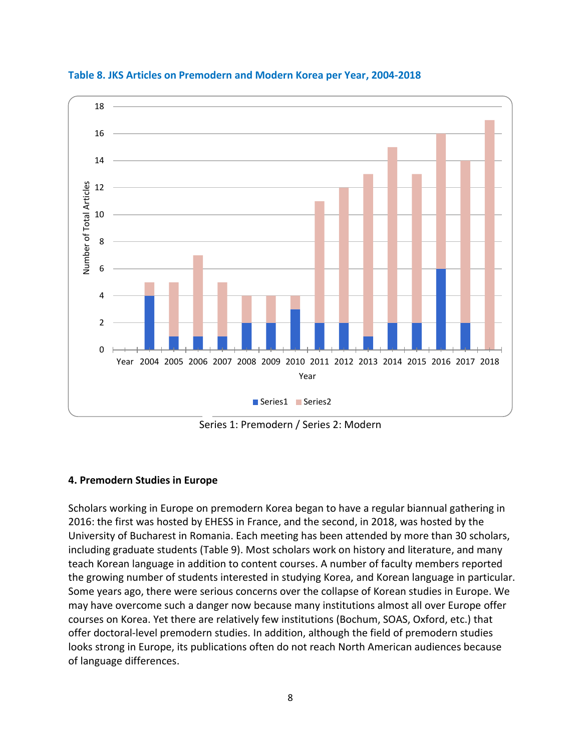**Table 8. JKS Articles on Premodern and Modern Korea per Year, 2004-2018**

| Year | 2004 | 2005 | 2006 | 2007 | 2008 | 2009 | 2010 | 2011 | 2012 | 2013 | 2014 | 2015 | 2016 | 2017 | 2018 |
|---|---|---|---|---|---|---|---|---|---|---|---|---|---|---|---|
| Series1 | 4 | 1 | 1 | 1 | 2 | 2 | 3 | 2 | 2 | 1 | 2 | 2 | 6 | 2 | 0 |
| Series2 | 1 | 4 | 6 | 4 | 2 | 2 | 1 | 9 | 10 | 12 | 13 | 11 | 10 | 12 | 17 |

Series 1: Premodern / Series 2: Modern

### 4. Premodern Studies in Europe

Scholars working in Europe on premodern Korea began to have a regular biannual gathering in 2016: the first was hosted by EHESS in France, and the second, in 2018, was hosted by the University of Bucharest in Romania. Each meeting has been attended by more than 30 scholars, including graduate students (Table 9). Most scholars work on history and literature, and many teach Korean language in addition to content courses. A number of faculty members reported the growing number of students interested in studying Korea, and Korean language in particular. Some years ago, there were serious concerns over the collapse of Korean studies in Europe. We may have overcome such a danger now because many institutions almost all over Europe offer courses on Korea. Yet there are relatively few institutions (Bochum, SOAS, Oxford, etc.) that offer doctoral-level premodern studies. In addition, although the field of premodern studies looks strong in Europe, its publications often do not reach North American audiences because of language differences.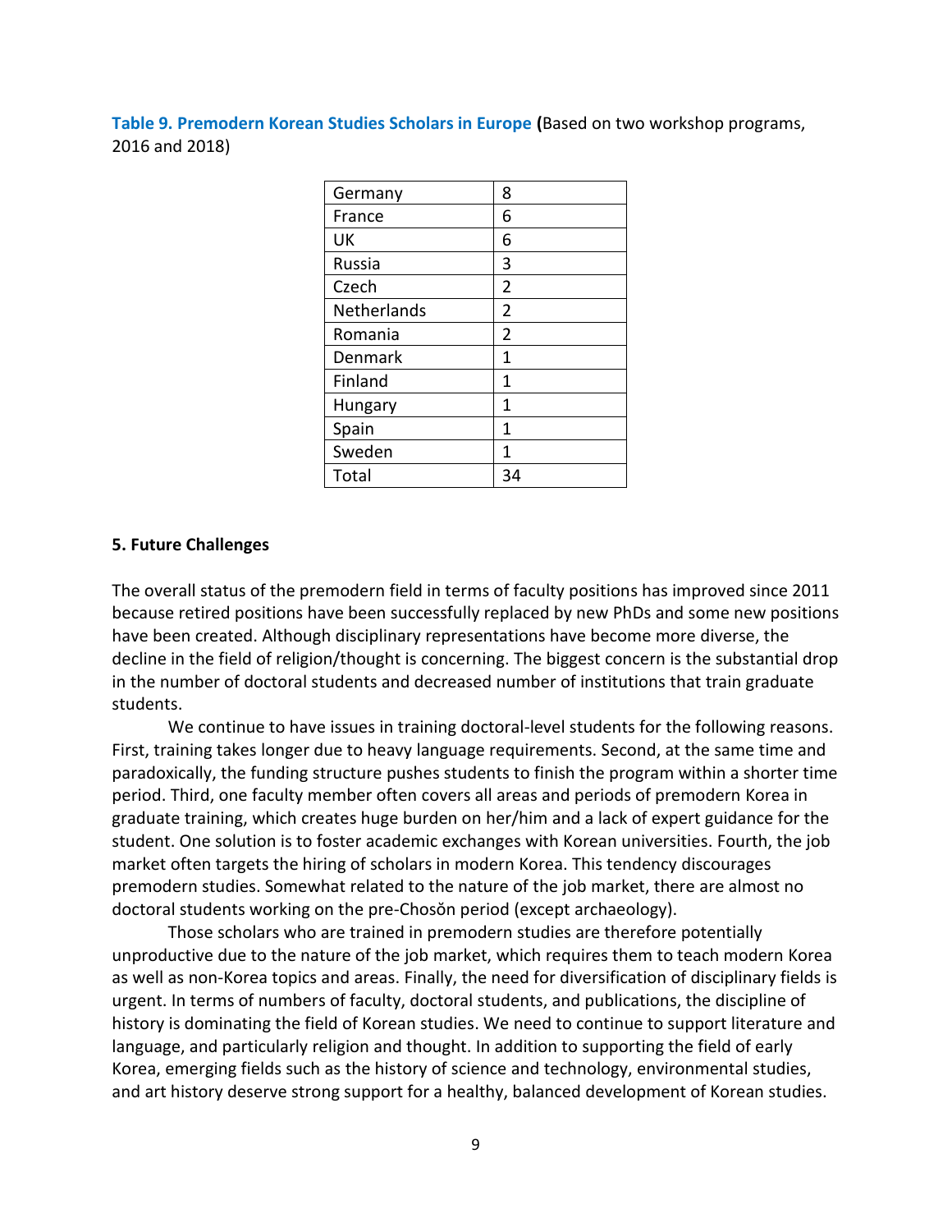**Table 9. Premodern Korean Studies Scholars in Europe** (Based on two workshop programs, 2016 and 2018)

| | |
|---|---|
| Germany | 8 |
| France | 6 |
| UK | 6 |
| Russia | 3 |
| Czech | 2 |
| Netherlands | 2 |
| Romania | 2 |
| Denmark | 1 |
| Finland | 1 |
| Hungary | 1 |
| Spain | 1 |
| Sweden | 1 |
| Total | 34 |

## 5. Future Challenges

The overall status of the premodern field in terms of faculty positions has improved since 2011 because retired positions have been successfully replaced by new PhDs and some new positions have been created. Although disciplinary representations have become more diverse, the decline in the field of religion/thought is concerning. The biggest concern is the substantial drop in the number of doctoral students and decreased number of institutions that train graduate students.

We continue to have issues in training doctoral-level students for the following reasons. First, training takes longer due to heavy language requirements. Second, at the same time and paradoxically, the funding structure pushes students to finish the program within a shorter time period. Third, one faculty member often covers all areas and periods of premodern Korea in graduate training, which creates huge burden on her/him and a lack of expert guidance for the student. One solution is to foster academic exchanges with Korean universities. Fourth, the job market often targets the hiring of scholars in modern Korea. This tendency discourages premodern studies. Somewhat related to the nature of the job market, there are almost no doctoral students working on the pre-Chosŏn period (except archaeology).

Those scholars who are trained in premodern studies are therefore potentially unproductive due to the nature of the job market, which requires them to teach modern Korea as well as non-Korea topics and areas. Finally, the need for diversification of disciplinary fields is urgent. In terms of numbers of faculty, doctoral students, and publications, the discipline of history is dominating the field of Korean studies. We need to continue to support literature and language, and particularly religion and thought. In addition to supporting the field of early Korea, emerging fields such as the history of science and technology, environmental studies, and art history deserve strong support for a healthy, balanced development of Korean studies.